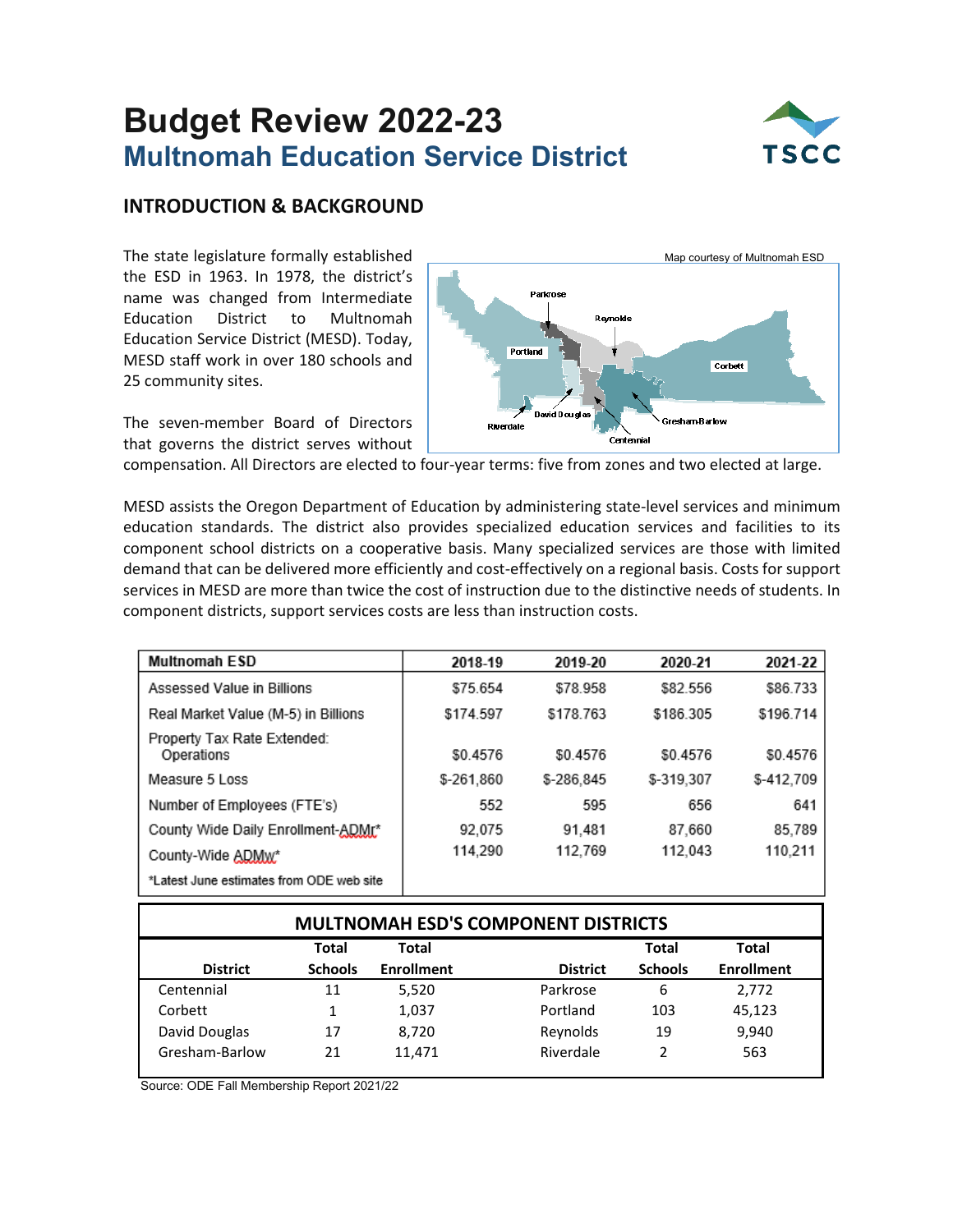# Budget Review 2022-23

## Multnomah Education Service District

### INTRODUCTION & BACKGROUND

The state legislature formally established the ESD in 1963. In 1978, the district's name was changed from Intermediate Education District to Multnomah Education Service District (MESD). Today, MESD staff work in over 180 schools and 25 community sites.

Map courtesy of Multnomah ESD

The seven-member Board of Directors that governs the district serves without compensation. All Directors are elected to four-year terms: five from zones and two elected at large.

MESD assists the Oregon Department of Education by administering state-level services and minimum education standards. The district also provides specialized education services and facilities to its component school districts on a cooperative basis. Many specialized services are those with limited demand that can be delivered more efficiently and cost-effectively on a regional basis. Costs for support services in MESD are more than twice the cost of instruction due to the distinctive needs of students. In component districts, support services costs are less than instruction costs.

| Multnomah ESD | 2018-19 | 2019-20 | 2020-21 | 2021-22 |
|---|---|---|---|---|
| Assessed Value in Billions | $75.654 | $78.958 | $82.556 | $86.733 |
| Real Market Value (M-5) in Billions | $174.597 | $178.763 | $186.305 | $196.714 |
| Property Tax Rate Extended: Operations | $0.4576 | $0.4576 | $0.4576 | $0.4576 |
| Measure 5 Loss | $-261,860 | $-286,845 | $-319,307 | $-412,709 |
| Number of Employees (FTE's) | 552 | 595 | 656 | 641 |
| County Wide Daily Enrollment-ADMr* | 92,075 | 91,481 | 87,660 | 85,789 |
| County-Wide ADMw* | 114,290 | 112,769 | 112,043 | 110,211 |
| *Latest June estimates from ODE web site | | | | |

| MULTNOMAH ESD'S COMPONENT DISTRICTS | | | | | |
|---|---|---|---|---|---|
| District | Total Schools | Total Enrollment | District | Total Schools | Total Enrollment |
| Centennial | 11 | 5,520 | Parkrose | 6 | 2,772 |
| Corbett | 1 | 1,037 | Portland | 103 | 45,123 |
| David Douglas | 17 | 8,720 | Reynolds | 19 | 9,940 |
| Gresham-Barlow | 21 | 11,471 | Riverdale | 2 | 563 |

Source: ODE Fall Membership Report 2021/22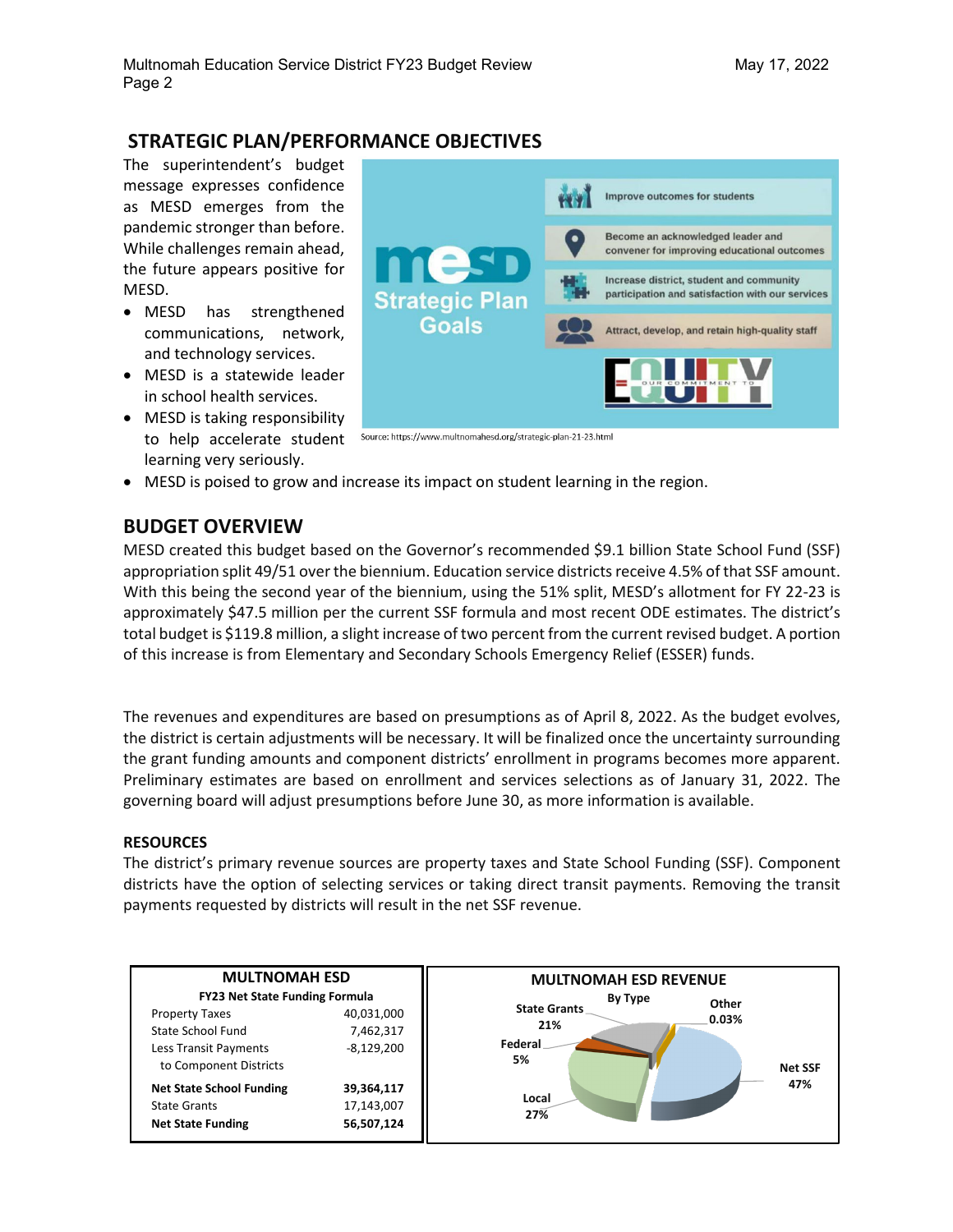## STRATEGIC PLAN/PERFORMANCE OBJECTIVES

The superintendent's budget message expresses confidence as MESD emerges from the pandemic stronger than before. While challenges remain ahead, the future appears positive for MESD.

- MESD has strengthened communications, network, and technology services.
- MESD is a statewide leader in school health services.
- MESD is taking responsibility to help accelerate student learning very seriously.
- MESD is poised to grow and increase its impact on student learning in the region.

mesd Strategic Plan Goals

- Improve outcomes for students
- Become an acknowledged leader and convener for improving educational outcomes
- Increase district, student and community participation and satisfaction with our services
- Attract, develop, and retain high-quality staff

EQUITY – OUR COMMITMENT TO

Source: https://www.multnomahesd.org/strategic-plan-21-23.html

## BUDGET OVERVIEW

MESD created this budget based on the Governor's recommended $9.1 billion State School Fund (SSF) appropriation split 49/51 over the biennium. Education service districts receive 4.5% of that SSF amount. With this being the second year of the biennium, using the 51% split, MESD's allotment for FY 22-23 is approximately $47.5 million per the current SSF formula and most recent ODE estimates. The district's total budget is $119.8 million, a slight increase of two percent from the current revised budget. A portion of this increase is from Elementary and Secondary Schools Emergency Relief (ESSER) funds.

The revenues and expenditures are based on presumptions as of April 8, 2022. As the budget evolves, the district is certain adjustments will be necessary. It will be finalized once the uncertainty surrounding the grant funding amounts and component districts' enrollment in programs becomes more apparent. Preliminary estimates are based on enrollment and services selections as of January 31, 2022. The governing board will adjust presumptions before June 30, as more information is available.

### RESOURCES

The district's primary revenue sources are property taxes and State School Funding (SSF). Component districts have the option of selecting services or taking direct transit payments. Removing the transit payments requested by districts will result in the net SSF revenue.

| MULTNOMAH ESD | |
|---|---|
| **FY23 Net State Funding Formula** | |
| Property Taxes | 40,031,000 |
| State School Fund | 7,462,317 |
| Less Transit Payments to Component Districts | -8,129,200 |
| **Net State School Funding** | **39,364,117** |
| State Grants | 17,143,007 |
| **Net State Funding** | **56,507,124** |

**MULTNOMAH ESD REVENUE**
By Type

| Type | Percent |
|---|---|
| Net SSF | 47% |
| Local | 27% |
| State Grants | 21% |
| Federal | 5% |
| Other | 0.03% |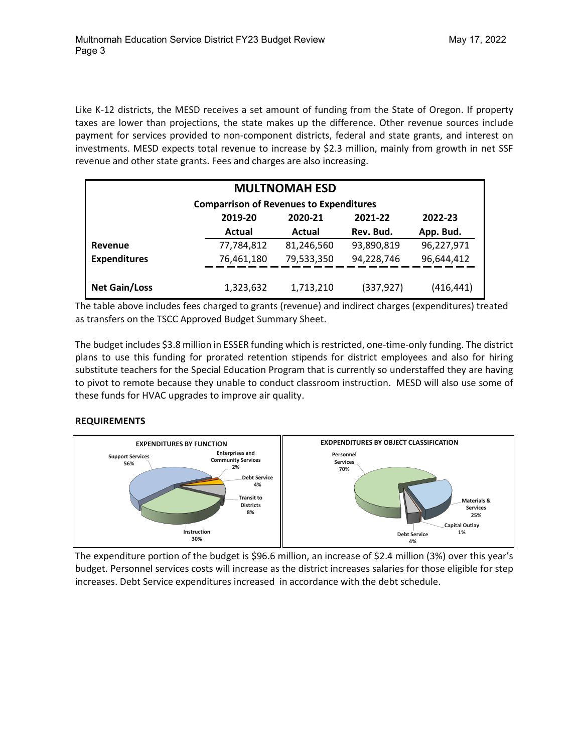Like K-12 districts, the MESD receives a set amount of funding from the State of Oregon. If property taxes are lower than projections, the state makes up the difference. Other revenue sources include payment for services provided to non-component districts, federal and state grants, and interest on investments. MESD expects total revenue to increase by $2.3 million, mainly from growth in net SSF revenue and other state grants. Fees and charges are also increasing.

| MULTNOMAH ESD | | | | |
|---|---|---|---|---|
| Comparrison of Revenues to Expenditures | | | | |
| | 2019-20 Actual | 2020-21 Actual | 2021-22 Rev. Bud. | 2022-23 App. Bud. |
| **Revenue** | 77,784,812 | 81,246,560 | 93,890,819 | 96,227,971 |
| **Expenditures** | 76,461,180 | 79,533,350 | 94,228,746 | 96,644,412 |
| **Net Gain/Loss** | 1,323,632 | 1,713,210 | (337,927) | (416,441) |

The table above includes fees charged to grants (revenue) and indirect charges (expenditures) treated as transfers on the TSCC Approved Budget Summary Sheet.

The budget includes $3.8 million in ESSER funding which is restricted, one-time-only funding. The district plans to use this funding for prorated retention stipends for district employees and also for hiring substitute teachers for the Special Education Program that is currently so understaffed they are having to pivot to remote because they unable to conduct classroom instruction. MESD will also use some of these funds for HVAC upgrades to improve air quality.

## REQUIREMENTS

**EXPENDITURES BY FUNCTION**

- Support Services 56%
- Instruction 30%
- Transit to Districts 8%
- Debt Service 4%
- Enterprises and Community Services 2%

**EXDPENDITURES BY OBJECT CLASSIFICATION**

- Personnel Services 70%
- Materials & Services 25%
- Debt Service 4%
- Capital Outlay 1%

The expenditure portion of the budget is $96.6 million, an increase of $2.4 million (3%) over this year's budget. Personnel services costs will increase as the district increases salaries for those eligible for step increases. Debt Service expenditures increased in accordance with the debt schedule.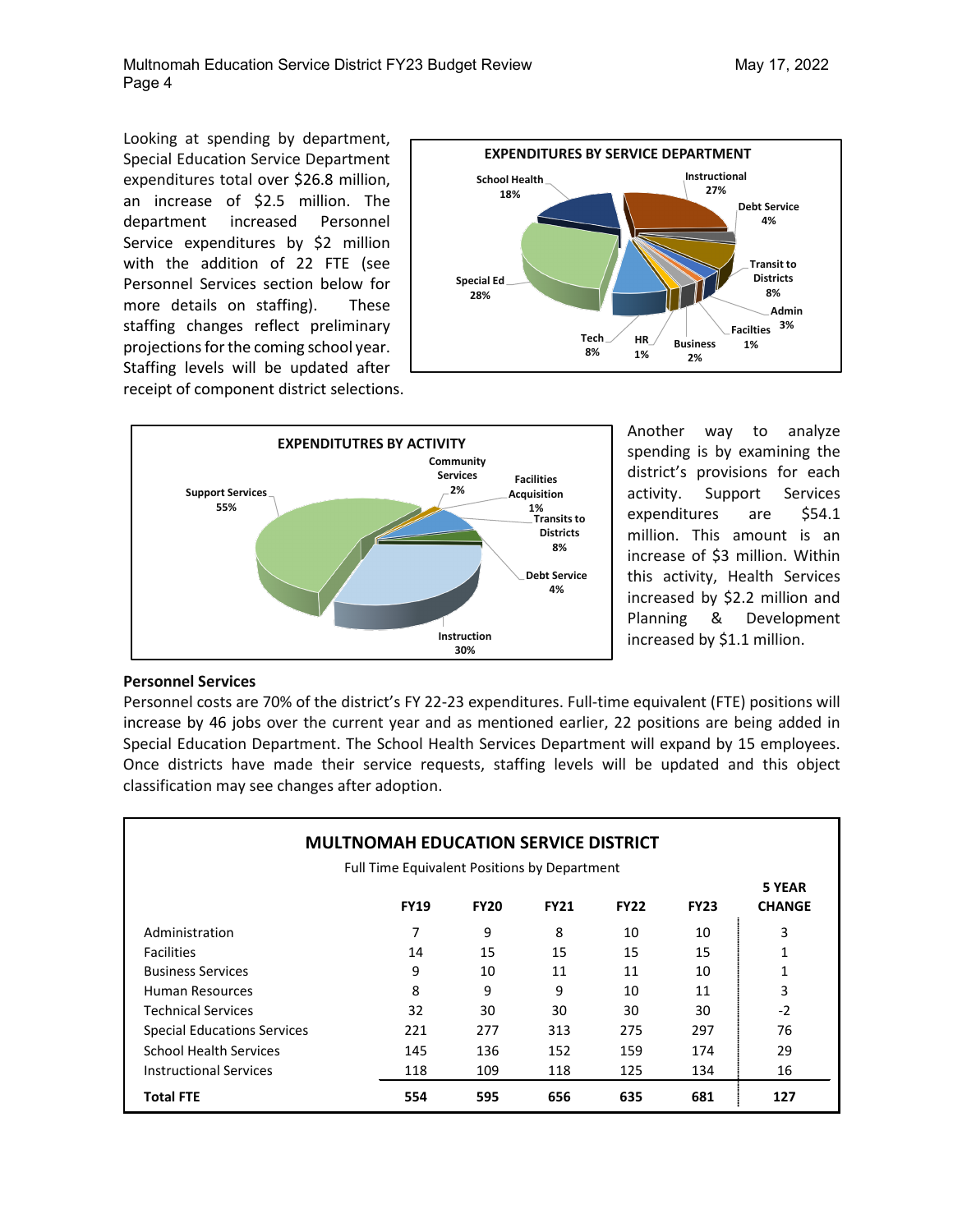Looking at spending by department, Special Education Service Department expenditures total over $26.8 million, an increase of $2.5 million. The department increased Personnel Service expenditures by $2 million with the addition of 22 FTE (see Personnel Services section below for more details on staffing). These staffing changes reflect preliminary projections for the coming school year. Staffing levels will be updated after receipt of component district selections.

**EXPENDITURES BY SERVICE DEPARTMENT**

| Department | Share |
|---|---|
| Instructional | 27% |
| Debt Service | 4% |
| Transit to Districts | 8% |
| Admin | 3% |
| Facilties | 1% |
| Business | 2% |
| HR | 1% |
| Tech | 8% |
| Special Ed | 28% |
| School Health | 18% |

**EXPENDITUTRES BY ACTIVITY**

| Activity | Share |
|---|---|
| Support Services | 55% |
| Community Services | 2% |
| Facilities Acquisition | 1% |
| Transits to Districts | 8% |
| Debt Service | 4% |
| Instruction | 30% |

Another way to analyze spending is by examining the district's provisions for each activity. Support Services expenditures are $54.1 million. This amount is an increase of $3 million. Within this activity, Health Services increased by $2.2 million and Planning & Development increased by $1.1 million.

## Personnel Services

Personnel costs are 70% of the district's FY 22-23 expenditures. Full-time equivalent (FTE) positions will increase by 46 jobs over the current year and as mentioned earlier, 22 positions are being added in Special Education Department. The School Health Services Department will expand by 15 employees. Once districts have made their service requests, staffing levels will be updated and this object classification may see changes after adoption.

**MULTNOMAH EDUCATION SERVICE DISTRICT**

Full Time Equivalent Positions by Department

| | FY19 | FY20 | FY21 | FY22 | FY23 | 5 YEAR CHANGE |
|---|---|---|---|---|---|---|
| Administration | 7 | 9 | 8 | 10 | 10 | 3 |
| Facilities | 14 | 15 | 15 | 15 | 15 | 1 |
| Business Services | 9 | 10 | 11 | 11 | 10 | 1 |
| Human Resources | 8 | 9 | 9 | 10 | 11 | 3 |
| Technical Services | 32 | 30 | 30 | 30 | 30 | -2 |
| Special Educations Services | 221 | 277 | 313 | 275 | 297 | 76 |
| School Health Services | 145 | 136 | 152 | 159 | 174 | 29 |
| Instructional Services | 118 | 109 | 118 | 125 | 134 | 16 |
| **Total FTE** | **554** | **595** | **656** | **635** | **681** | **127** |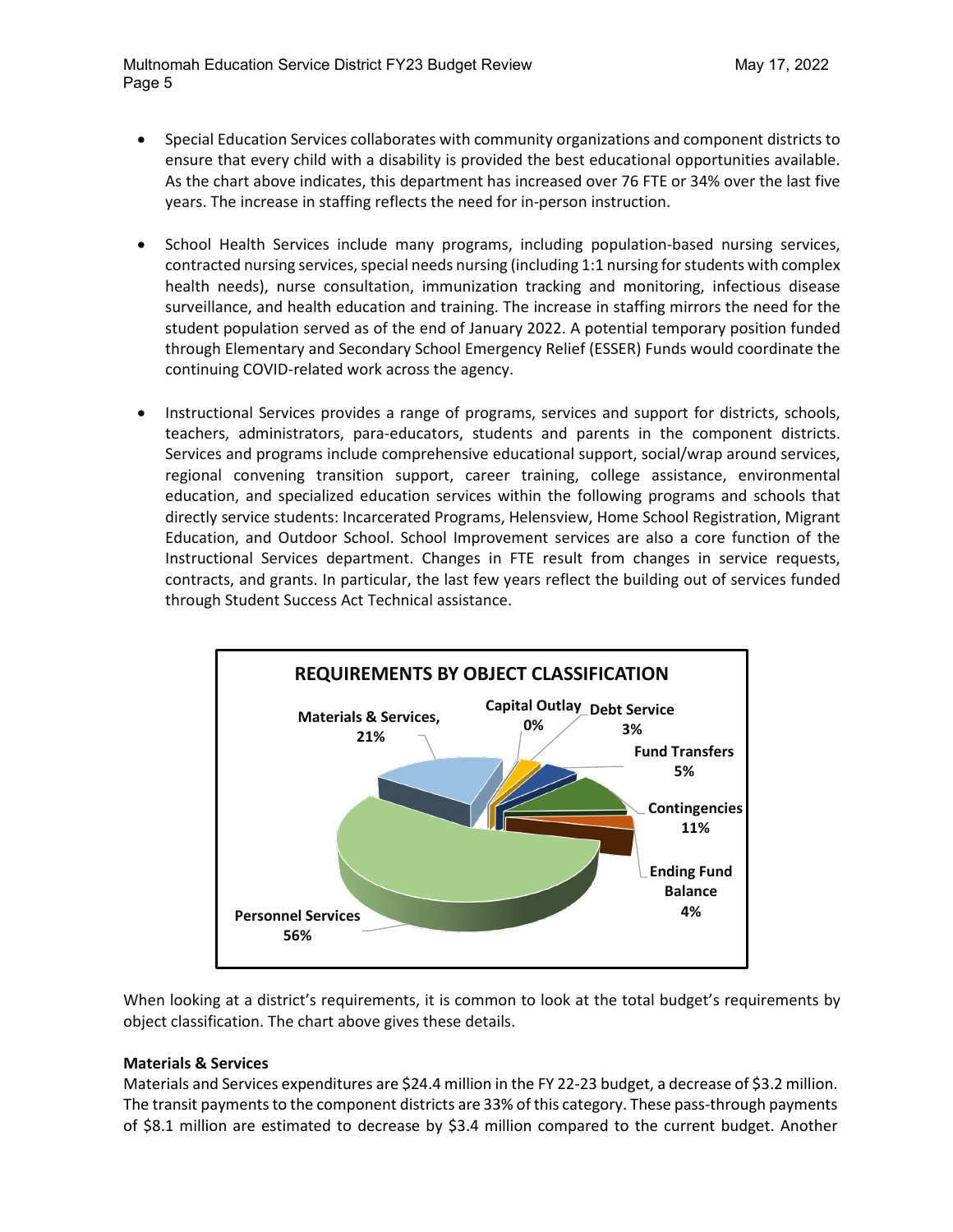- Special Education Services collaborates with community organizations and component districts to ensure that every child with a disability is provided the best educational opportunities available. As the chart above indicates, this department has increased over 76 FTE or 34% over the last five years. The increase in staffing reflects the need for in-person instruction.

- School Health Services include many programs, including population-based nursing services, contracted nursing services, special needs nursing (including 1:1 nursing for students with complex health needs), nurse consultation, immunization tracking and monitoring, infectious disease surveillance, and health education and training. The increase in staffing mirrors the need for the student population served as of the end of January 2022. A potential temporary position funded through Elementary and Secondary School Emergency Relief (ESSER) Funds would coordinate the continuing COVID-related work across the agency.

- Instructional Services provides a range of programs, services and support for districts, schools, teachers, administrators, para-educators, students and parents in the component districts. Services and programs include comprehensive educational support, social/wrap around services, regional convening transition support, career training, college assistance, environmental education, and specialized education services within the following programs and schools that directly service students: Incarcerated Programs, Helensview, Home School Registration, Migrant Education, and Outdoor School. School Improvement services are also a core function of the Instructional Services department. Changes in FTE result from changes in service requests, contracts, and grants. In particular, the last few years reflect the building out of services funded through Student Success Act Technical assistance.

**REQUIREMENTS BY OBJECT CLASSIFICATION**

| Classification | Percent |
|---|---|
| Personnel Services | 56% |
| Materials & Services | 21% |
| Capital Outlay | 0% |
| Debt Service | 3% |
| Fund Transfers | 5% |
| Contingencies | 11% |
| Ending Fund Balance | 4% |

When looking at a district's requirements, it is common to look at the total budget's requirements by object classification. The chart above gives these details.

**Materials & Services**

Materials and Services expenditures are $24.4 million in the FY 22-23 budget, a decrease of $3.2 million. The transit payments to the component districts are 33% of this category. These pass-through payments of $8.1 million are estimated to decrease by $3.4 million compared to the current budget. Another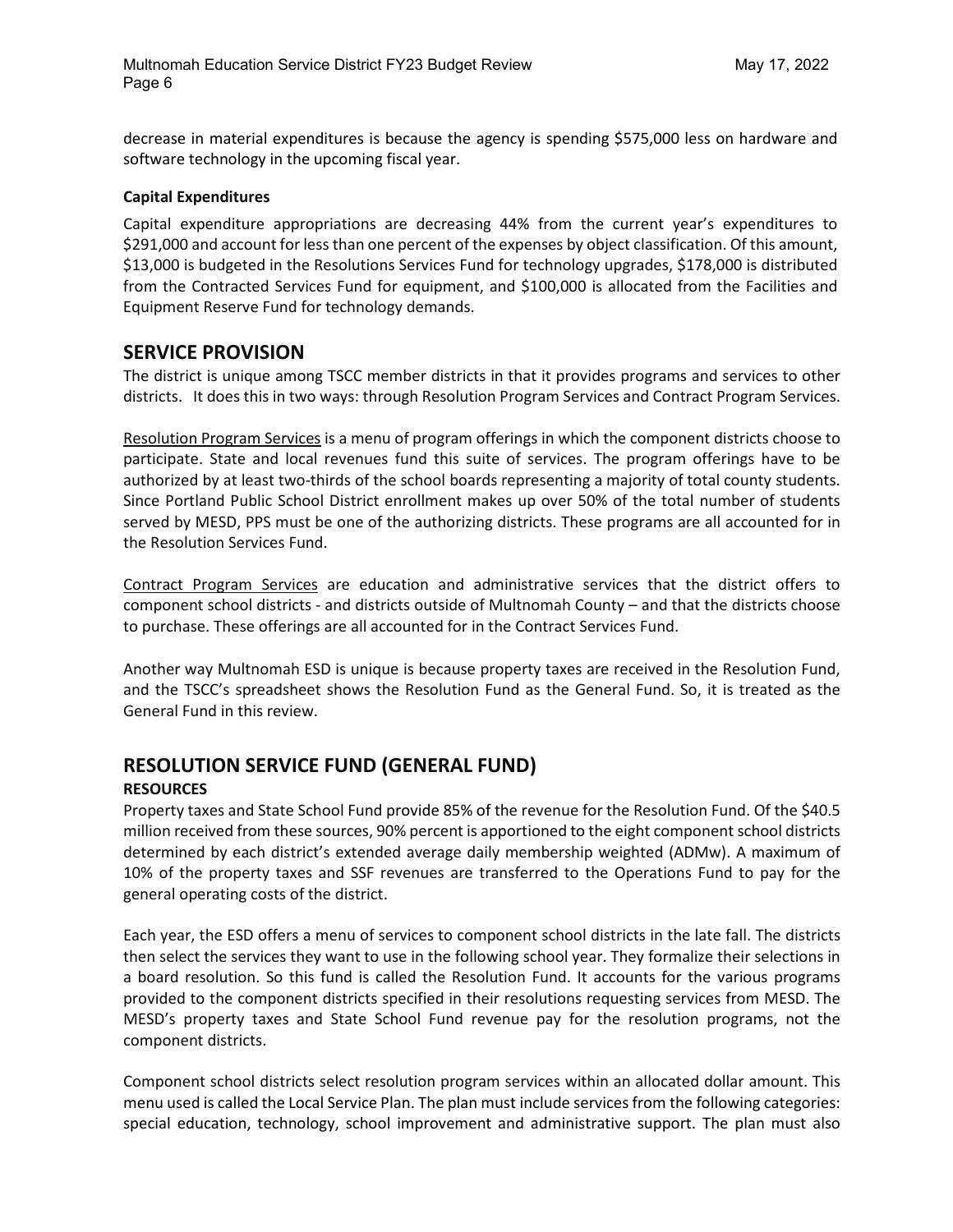decrease in material expenditures is because the agency is spending $575,000 less on hardware and software technology in the upcoming fiscal year.

#### Capital Expenditures

Capital expenditure appropriations are decreasing 44% from the current year's expenditures to $291,000 and account for less than one percent of the expenses by object classification. Of this amount, $13,000 is budgeted in the Resolutions Services Fund for technology upgrades, $178,000 is distributed from the Contracted Services Fund for equipment, and $100,000 is allocated from the Facilities and Equipment Reserve Fund for technology demands.

## SERVICE PROVISION

The district is unique among TSCC member districts in that it provides programs and services to other districts. It does this in two ways: through Resolution Program Services and Contract Program Services.

Resolution Program Services is a menu of program offerings in which the component districts choose to participate. State and local revenues fund this suite of services. The program offerings have to be authorized by at least two-thirds of the school boards representing a majority of total county students. Since Portland Public School District enrollment makes up over 50% of the total number of students served by MESD, PPS must be one of the authorizing districts. These programs are all accounted for in the Resolution Services Fund.

Contract Program Services are education and administrative services that the district offers to component school districts - and districts outside of Multnomah County – and that the districts choose to purchase. These offerings are all accounted for in the Contract Services Fund.

Another way Multnomah ESD is unique is because property taxes are received in the Resolution Fund, and the TSCC's spreadsheet shows the Resolution Fund as the General Fund. So, it is treated as the General Fund in this review.

## RESOLUTION SERVICE FUND (GENERAL FUND)

### RESOURCES

Property taxes and State School Fund provide 85% of the revenue for the Resolution Fund. Of the $40.5 million received from these sources, 90% percent is apportioned to the eight component school districts determined by each district's extended average daily membership weighted (ADMw). A maximum of 10% of the property taxes and SSF revenues are transferred to the Operations Fund to pay for the general operating costs of the district.

Each year, the ESD offers a menu of services to component school districts in the late fall. The districts then select the services they want to use in the following school year. They formalize their selections in a board resolution. So this fund is called the Resolution Fund. It accounts for the various programs provided to the component districts specified in their resolutions requesting services from MESD. The MESD's property taxes and State School Fund revenue pay for the resolution programs, not the component districts.

Component school districts select resolution program services within an allocated dollar amount. This menu used is called the Local Service Plan. The plan must include services from the following categories: special education, technology, school improvement and administrative support. The plan must also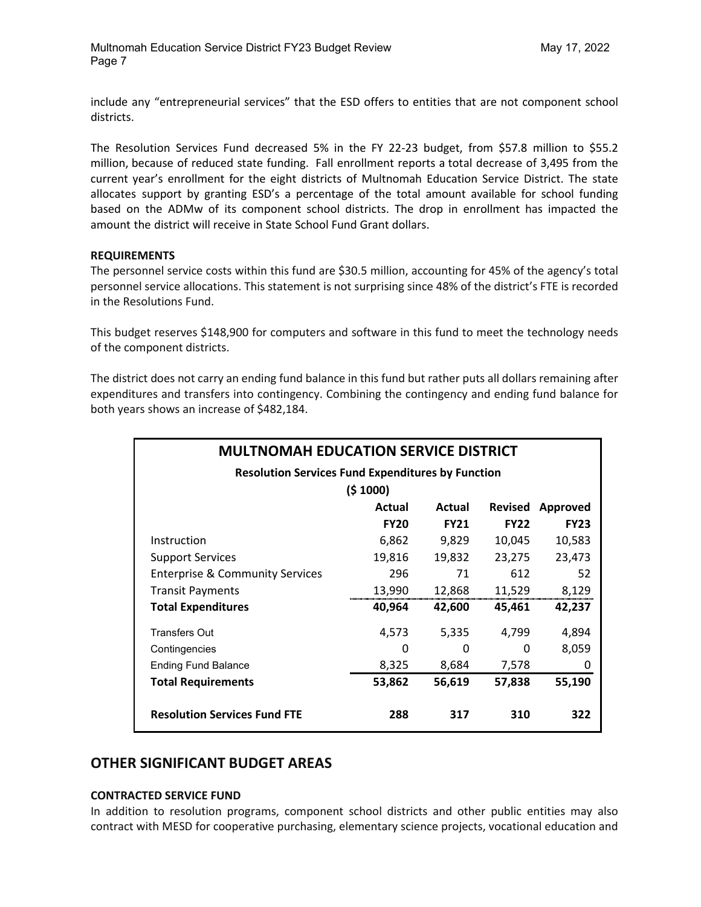include any “entrepreneurial services” that the ESD offers to entities that are not component school districts.

The Resolution Services Fund decreased 5% in the FY 22-23 budget, from $57.8 million to $55.2 million, because of reduced state funding. Fall enrollment reports a total decrease of 3,495 from the current year’s enrollment for the eight districts of Multnomah Education Service District. The state allocates support by granting ESD’s a percentage of the total amount available for school funding based on the ADMw of its component school districts. The drop in enrollment has impacted the amount the district will receive in State School Fund Grant dollars.

**REQUIREMENTS**

The personnel service costs within this fund are $30.5 million, accounting for 45% of the agency’s total personnel service allocations. This statement is not surprising since 48% of the district’s FTE is recorded in the Resolutions Fund.

This budget reserves $148,900 for computers and software in this fund to meet the technology needs of the component districts.

The district does not carry an ending fund balance in this fund but rather puts all dollars remaining after expenditures and transfers into contingency. Combining the contingency and ending fund balance for both years shows an increase of $482,184.

**MULTNOMAH EDUCATION SERVICE DISTRICT**

**Resolution Services Fund Expenditures by Function**

**($ 1000)**

| | Actual FY20 | Actual FY21 | Revised FY22 | Approved FY23 |
|---|---|---|---|---|
| Instruction | 6,862 | 9,829 | 10,045 | 10,583 |
| Support Services | 19,816 | 19,832 | 23,275 | 23,473 |
| Enterprise & Community Services | 296 | 71 | 612 | 52 |
| Transit Payments | 13,990 | 12,868 | 11,529 | 8,129 |
| **Total Expenditures** | **40,964** | **42,600** | **45,461** | **42,237** |
| Transfers Out | 4,573 | 5,335 | 4,799 | 4,894 |
| Contingencies | 0 | 0 | 0 | 8,059 |
| Ending Fund Balance | 8,325 | 8,684 | 7,578 | 0 |
| **Total Requirements** | **53,862** | **56,619** | **57,838** | **55,190** |
| **Resolution Services Fund FTE** | **288** | **317** | **310** | **322** |

## OTHER SIGNIFICANT BUDGET AREAS

**CONTRACTED SERVICE FUND**

In addition to resolution programs, component school districts and other public entities may also contract with MESD for cooperative purchasing, elementary science projects, vocational education and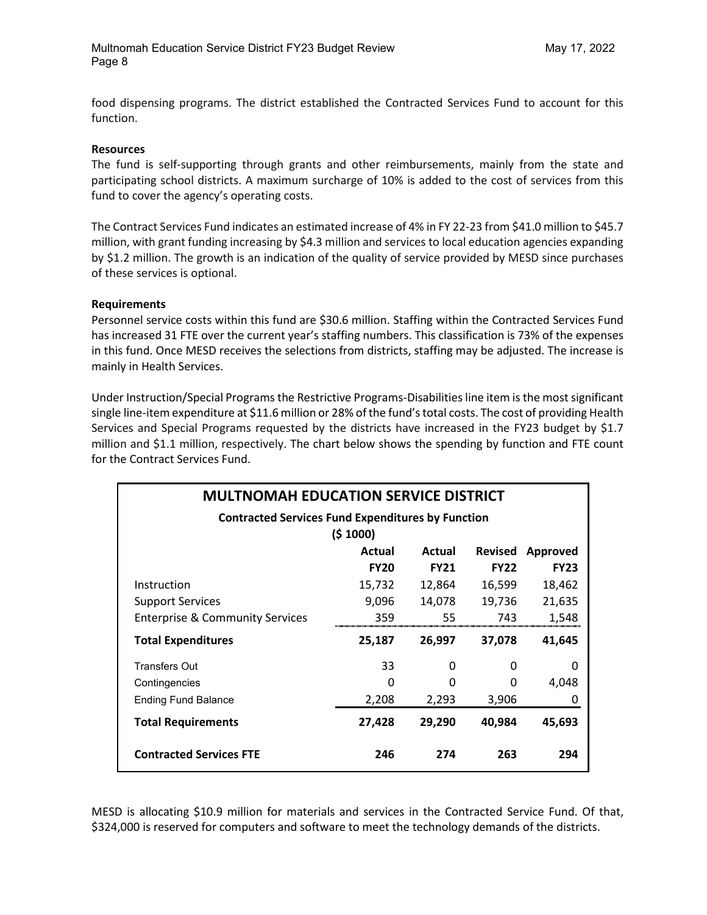food dispensing programs. The district established the Contracted Services Fund to account for this function.

**Resources**

The fund is self-supporting through grants and other reimbursements, mainly from the state and participating school districts. A maximum surcharge of 10% is added to the cost of services from this fund to cover the agency's operating costs.

The Contract Services Fund indicates an estimated increase of 4% in FY 22-23 from $41.0 million to $45.7 million, with grant funding increasing by $4.3 million and services to local education agencies expanding by $1.2 million. The growth is an indication of the quality of service provided by MESD since purchases of these services is optional.

**Requirements**

Personnel service costs within this fund are $30.6 million. Staffing within the Contracted Services Fund has increased 31 FTE over the current year's staffing numbers. This classification is 73% of the expenses in this fund. Once MESD receives the selections from districts, staffing may be adjusted. The increase is mainly in Health Services.

Under Instruction/Special Programs the Restrictive Programs-Disabilities line item is the most significant single line-item expenditure at $11.6 million or 28% of the fund's total costs. The cost of providing Health Services and Special Programs requested by the districts have increased in the FY23 budget by $1.7 million and $1.1 million, respectively. The chart below shows the spending by function and FTE count for the Contract Services Fund.

**MULTNOMAH EDUCATION SERVICE DISTRICT**

**Contracted Services Fund Expenditures by Function ($ 1000)**

| | Actual FY20 | Actual FY21 | Revised FY22 | Approved FY23 |
|---|---|---|---|---|
| Instruction | 15,732 | 12,864 | 16,599 | 18,462 |
| Support Services | 9,096 | 14,078 | 19,736 | 21,635 |
| Enterprise & Community Services | 359 | 55 | 743 | 1,548 |
| **Total Expenditures** | **25,187** | **26,997** | **37,078** | **41,645** |
| Transfers Out | 33 | 0 | 0 | 0 |
| Contingencies | 0 | 0 | 0 | 4,048 |
| Ending Fund Balance | 2,208 | 2,293 | 3,906 | 0 |
| **Total Requirements** | **27,428** | **29,290** | **40,984** | **45,693** |
| **Contracted Services FTE** | **246** | **274** | **263** | **294** |

MESD is allocating $10.9 million for materials and services in the Contracted Service Fund. Of that, $324,000 is reserved for computers and software to meet the technology demands of the districts.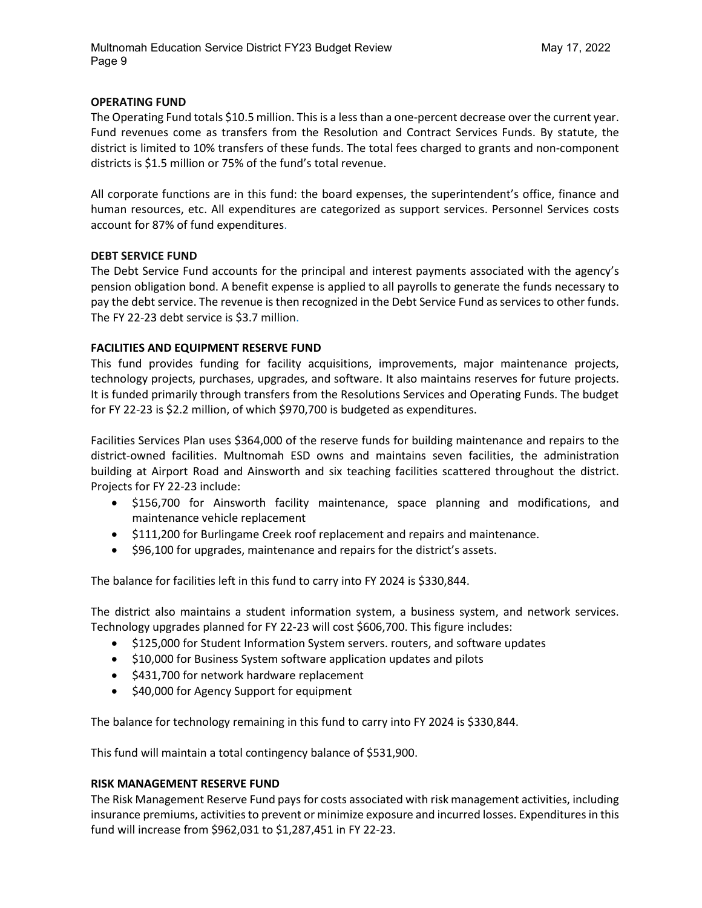**OPERATING FUND**

The Operating Fund totals $10.5 million. This is a less than a one-percent decrease over the current year. Fund revenues come as transfers from the Resolution and Contract Services Funds. By statute, the district is limited to 10% transfers of these funds. The total fees charged to grants and non-component districts is $1.5 million or 75% of the fund's total revenue.

All corporate functions are in this fund: the board expenses, the superintendent's office, finance and human resources, etc. All expenditures are categorized as support services. Personnel Services costs account for 87% of fund expenditures.

**DEBT SERVICE FUND**

The Debt Service Fund accounts for the principal and interest payments associated with the agency's pension obligation bond. A benefit expense is applied to all payrolls to generate the funds necessary to pay the debt service. The revenue is then recognized in the Debt Service Fund as services to other funds. The FY 22-23 debt service is $3.7 million.

**FACILITIES AND EQUIPMENT RESERVE FUND**

This fund provides funding for facility acquisitions, improvements, major maintenance projects, technology projects, purchases, upgrades, and software. It also maintains reserves for future projects. It is funded primarily through transfers from the Resolutions Services and Operating Funds. The budget for FY 22-23 is $2.2 million, of which $970,700 is budgeted as expenditures.

Facilities Services Plan uses $364,000 of the reserve funds for building maintenance and repairs to the district-owned facilities. Multnomah ESD owns and maintains seven facilities, the administration building at Airport Road and Ainsworth and six teaching facilities scattered throughout the district. Projects for FY 22-23 include:

- $156,700 for Ainsworth facility maintenance, space planning and modifications, and maintenance vehicle replacement
- $111,200 for Burlingame Creek roof replacement and repairs and maintenance.
- $96,100 for upgrades, maintenance and repairs for the district's assets.

The balance for facilities left in this fund to carry into FY 2024 is $330,844.

The district also maintains a student information system, a business system, and network services. Technology upgrades planned for FY 22-23 will cost $606,700. This figure includes:

- $125,000 for Student Information System servers. routers, and software updates
- $10,000 for Business System software application updates and pilots
- $431,700 for network hardware replacement
- $40,000 for Agency Support for equipment

The balance for technology remaining in this fund to carry into FY 2024 is $330,844.

This fund will maintain a total contingency balance of $531,900.

**RISK MANAGEMENT RESERVE FUND**

The Risk Management Reserve Fund pays for costs associated with risk management activities, including insurance premiums, activities to prevent or minimize exposure and incurred losses. Expenditures in this fund will increase from $962,031 to $1,287,451 in FY 22-23.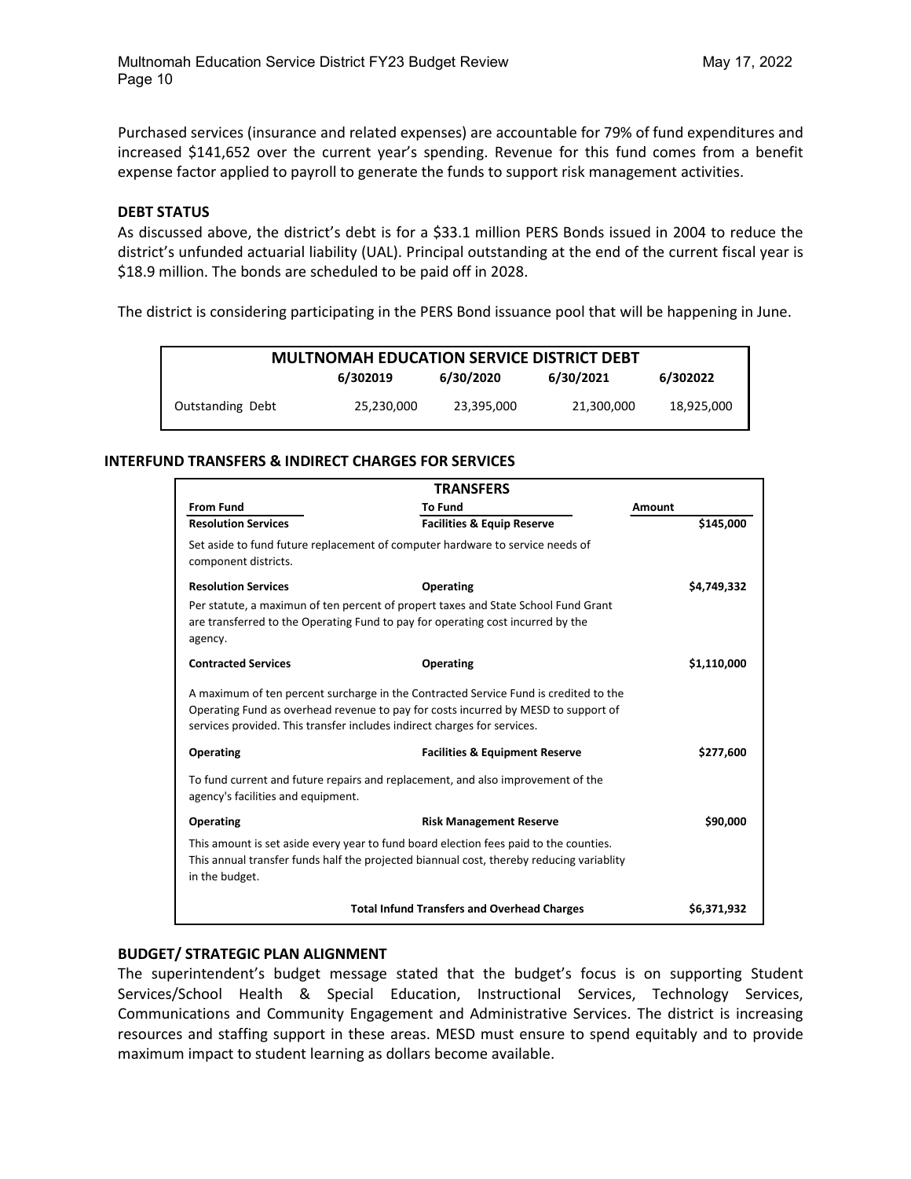Purchased services (insurance and related expenses) are accountable for 79% of fund expenditures and increased $141,652 over the current year's spending. Revenue for this fund comes from a benefit expense factor applied to payroll to generate the funds to support risk management activities.

### DEBT STATUS

As discussed above, the district's debt is for a $33.1 million PERS Bonds issued in 2004 to reduce the district's unfunded actuarial liability (UAL). Principal outstanding at the end of the current fiscal year is $18.9 million. The bonds are scheduled to be paid off in 2028.

The district is considering participating in the PERS Bond issuance pool that will be happening in June.

| MULTNOMAH EDUCATION SERVICE DISTRICT DEBT | | | | |
|---|---|---|---|---|
| | 6/302019 | 6/30/2020 | 6/30/2021 | 6/302022 |
| Outstanding Debt | 25,230,000 | 23,395,000 | 21,300,000 | 18,925,000 |

### INTERFUND TRANSFERS & INDIRECT CHARGES FOR SERVICES

| TRANSFERS | | |
|---|---|---|
| **From Fund** | **To Fund** | **Amount** |
| **Resolution Services** | **Facilities & Equip Reserve** | **$145,000** |
| Set aside to fund future replacement of computer hardware to service needs of component districts. | | |
| **Resolution Services** | **Operating** | **$4,749,332** |
| Per statute, a maximun of ten percent of propert taxes and State School Fund Grant are transferred to the Operating Fund to pay for operating cost incurred by the agency. | | |
| **Contracted Services** | **Operating** | **$1,110,000** |
| A maximum of ten percent surcharge in the Contracted Service Fund is credited to the Operating Fund as overhead revenue to pay for costs incurred by MESD to support of services provided. This transfer includes indirect charges for services. | | |
| **Operating** | **Facilities & Equipment Reserve** | **$277,600** |
| To fund current and future repairs and replacement, and also improvement of the agency's facilities and equipment. | | |
| **Operating** | **Risk Management Reserve** | **$90,000** |
| This amount is set aside every year to fund board election fees paid to the counties. This annual transfer funds half the projected biannual cost, thereby reducing variablity in the budget. | | |
| | **Total Infund Transfers and Overhead Charges** | **$6,371,932** |

### BUDGET/ STRATEGIC PLAN ALIGNMENT

The superintendent's budget message stated that the budget's focus is on supporting Student Services/School Health & Special Education, Instructional Services, Technology Services, Communications and Community Engagement and Administrative Services. The district is increasing resources and staffing support in these areas. MESD must ensure to spend equitably and to provide maximum impact to student learning as dollars become available.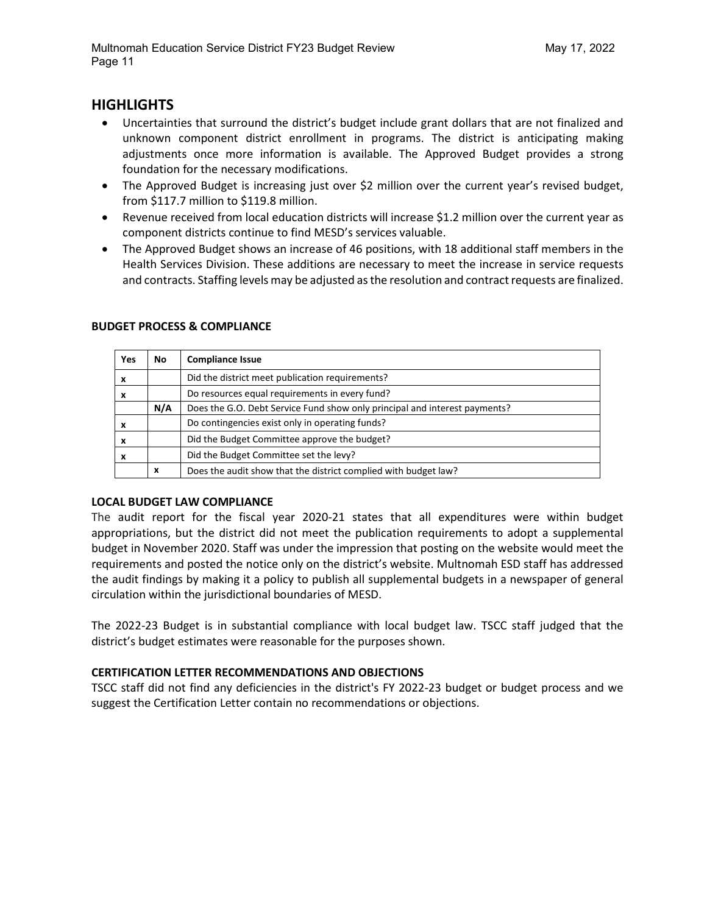## HIGHLIGHTS

- Uncertainties that surround the district's budget include grant dollars that are not finalized and unknown component district enrollment in programs. The district is anticipating making adjustments once more information is available. The Approved Budget provides a strong foundation for the necessary modifications.
- The Approved Budget is increasing just over $2 million over the current year's revised budget, from $117.7 million to $119.8 million.
- Revenue received from local education districts will increase $1.2 million over the current year as component districts continue to find MESD's services valuable.
- The Approved Budget shows an increase of 46 positions, with 18 additional staff members in the Health Services Division. These additions are necessary to meet the increase in service requests and contracts. Staffing levels may be adjusted as the resolution and contract requests are finalized.

### BUDGET PROCESS & COMPLIANCE

| Yes | No | Compliance Issue |
|---|---|---|
| x | | Did the district meet publication requirements? |
| x | | Do resources equal requirements in every fund? |
| | N/A | Does the G.O. Debt Service Fund show only principal and interest payments? |
| x | | Do contingencies exist only in operating funds? |
| x | | Did the Budget Committee approve the budget? |
| x | | Did the Budget Committee set the levy? |
| | x | Does the audit show that the district complied with budget law? |

### LOCAL BUDGET LAW COMPLIANCE

The audit report for the fiscal year 2020-21 states that all expenditures were within budget appropriations, but the district did not meet the publication requirements to adopt a supplemental budget in November 2020. Staff was under the impression that posting on the website would meet the requirements and posted the notice only on the district's website. Multnomah ESD staff has addressed the audit findings by making it a policy to publish all supplemental budgets in a newspaper of general circulation within the jurisdictional boundaries of MESD.

The 2022-23 Budget is in substantial compliance with local budget law. TSCC staff judged that the district's budget estimates were reasonable for the purposes shown.

### CERTIFICATION LETTER RECOMMENDATIONS AND OBJECTIONS

TSCC staff did not find any deficiencies in the district's FY 2022-23 budget or budget process and we suggest the Certification Letter contain no recommendations or objections.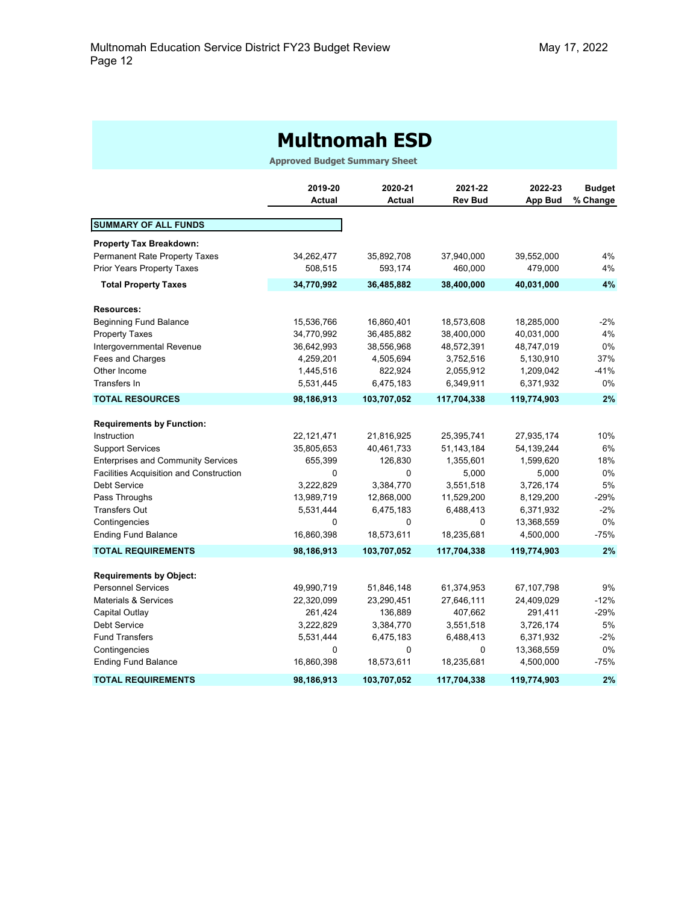# Multnomah ESD

**Approved Budget Summary Sheet**

| | 2019-20 Actual | 2020-21 Actual | 2021-22 Rev Bud | 2022-23 App Bud | Budget % Change |
|---|---|---|---|---|---|
| **SUMMARY OF ALL FUNDS** | | | | | |
| **Property Tax Breakdown:** | | | | | |
| Permanent Rate Property Taxes | 34,262,477 | 35,892,708 | 37,940,000 | 39,552,000 | 4% |
| Prior Years Property Taxes | 508,515 | 593,174 | 460,000 | 479,000 | 4% |
| **Total Property Taxes** | **34,770,992** | **36,485,882** | **38,400,000** | **40,031,000** | **4%** |
| **Resources:** | | | | | |
| Beginning Fund Balance | 15,536,766 | 16,860,401 | 18,573,608 | 18,285,000 | -2% |
| Property Taxes | 34,770,992 | 36,485,882 | 38,400,000 | 40,031,000 | 4% |
| Intergovernmental Revenue | 36,642,993 | 38,556,968 | 48,572,391 | 48,747,019 | 0% |
| Fees and Charges | 4,259,201 | 4,505,694 | 3,752,516 | 5,130,910 | 37% |
| Other Income | 1,445,516 | 822,924 | 2,055,912 | 1,209,042 | -41% |
| Transfers In | 5,531,445 | 6,475,183 | 6,349,911 | 6,371,932 | 0% |
| **TOTAL RESOURCES** | **98,186,913** | **103,707,052** | **117,704,338** | **119,774,903** | **2%** |
| **Requirements by Function:** | | | | | |
| Instruction | 22,121,471 | 21,816,925 | 25,395,741 | 27,935,174 | 10% |
| Support Services | 35,805,653 | 40,461,733 | 51,143,184 | 54,139,244 | 6% |
| Enterprises and Community Services | 655,399 | 126,830 | 1,355,601 | 1,599,620 | 18% |
| Facilities Acquisition and Construction | 0 | 0 | 5,000 | 5,000 | 0% |
| Debt Service | 3,222,829 | 3,384,770 | 3,551,518 | 3,726,174 | 5% |
| Pass Throughs | 13,989,719 | 12,868,000 | 11,529,200 | 8,129,200 | -29% |
| Transfers Out | 5,531,444 | 6,475,183 | 6,488,413 | 6,371,932 | -2% |
| Contingencies | 0 | 0 | 0 | 13,368,559 | 0% |
| Ending Fund Balance | 16,860,398 | 18,573,611 | 18,235,681 | 4,500,000 | -75% |
| **TOTAL REQUIREMENTS** | **98,186,913** | **103,707,052** | **117,704,338** | **119,774,903** | **2%** |
| **Requirements by Object:** | | | | | |
| Personnel Services | 49,990,719 | 51,846,148 | 61,374,953 | 67,107,798 | 9% |
| Materials & Services | 22,320,099 | 23,290,451 | 27,646,111 | 24,409,029 | -12% |
| Capital Outlay | 261,424 | 136,889 | 407,662 | 291,411 | -29% |
| Debt Service | 3,222,829 | 3,384,770 | 3,551,518 | 3,726,174 | 5% |
| Fund Transfers | 5,531,444 | 6,475,183 | 6,488,413 | 6,371,932 | -2% |
| Contingencies | 0 | 0 | 0 | 13,368,559 | 0% |
| Ending Fund Balance | 16,860,398 | 18,573,611 | 18,235,681 | 4,500,000 | -75% |
| **TOTAL REQUIREMENTS** | **98,186,913** | **103,707,052** | **117,704,338** | **119,774,903** | **2%** |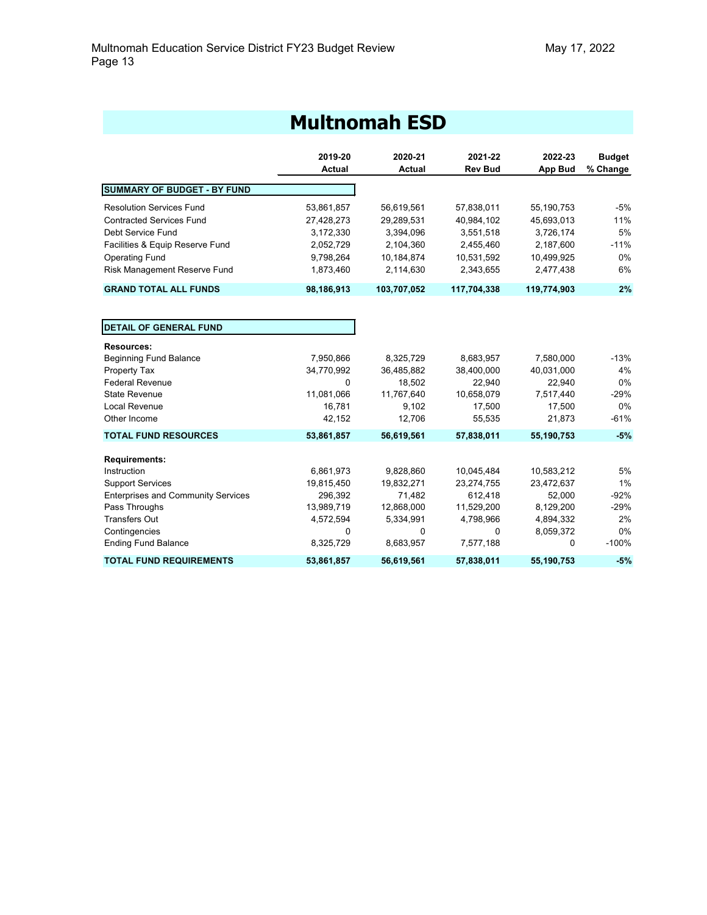# Multnomah ESD

| | 2019-20 Actual | 2020-21 Actual | 2021-22 Rev Bud | 2022-23 App Bud | Budget % Change |
|---|---|---|---|---|---|
| **SUMMARY OF BUDGET - BY FUND** | | | | | |
| Resolution Services Fund | 53,861,857 | 56,619,561 | 57,838,011 | 55,190,753 | -5% |
| Contracted Services Fund | 27,428,273 | 29,289,531 | 40,984,102 | 45,693,013 | 11% |
| Debt Service Fund | 3,172,330 | 3,394,096 | 3,551,518 | 3,726,174 | 5% |
| Facilities & Equip Reserve Fund | 2,052,729 | 2,104,360 | 2,455,460 | 2,187,600 | -11% |
| Operating Fund | 9,798,264 | 10,184,874 | 10,531,592 | 10,499,925 | 0% |
| Risk Management Reserve Fund | 1,873,460 | 2,114,630 | 2,343,655 | 2,477,438 | 6% |
| **GRAND TOTAL ALL FUNDS** | **98,186,913** | **103,707,052** | **117,704,338** | **119,774,903** | **2%** |
| | | | | | |
| **DETAIL OF GENERAL FUND** | | | | | |
| **Resources:** | | | | | |
| Beginning Fund Balance | 7,950,866 | 8,325,729 | 8,683,957 | 7,580,000 | -13% |
| Property Tax | 34,770,992 | 36,485,882 | 38,400,000 | 40,031,000 | 4% |
| Federal Revenue | 0 | 18,502 | 22,940 | 22,940 | 0% |
| State Revenue | 11,081,066 | 11,767,640 | 10,658,079 | 7,517,440 | -29% |
| Local Revenue | 16,781 | 9,102 | 17,500 | 17,500 | 0% |
| Other Income | 42,152 | 12,706 | 55,535 | 21,873 | -61% |
| **TOTAL FUND RESOURCES** | **53,861,857** | **56,619,561** | **57,838,011** | **55,190,753** | **-5%** |
| | | | | | |
| **Requirements:** | | | | | |
| Instruction | 6,861,973 | 9,828,860 | 10,045,484 | 10,583,212 | 5% |
| Support Services | 19,815,450 | 19,832,271 | 23,274,755 | 23,472,637 | 1% |
| Enterprises and Community Services | 296,392 | 71,482 | 612,418 | 52,000 | -92% |
| Pass Throughs | 13,989,719 | 12,868,000 | 11,529,200 | 8,129,200 | -29% |
| Transfers Out | 4,572,594 | 5,334,991 | 4,798,966 | 4,894,332 | 2% |
| Contingencies | 0 | 0 | 0 | 8,059,372 | 0% |
| Ending Fund Balance | 8,325,729 | 8,683,957 | 7,577,188 | 0 | -100% |
| **TOTAL FUND REQUIREMENTS** | **53,861,857** | **56,619,561** | **57,838,011** | **55,190,753** | **-5%** |